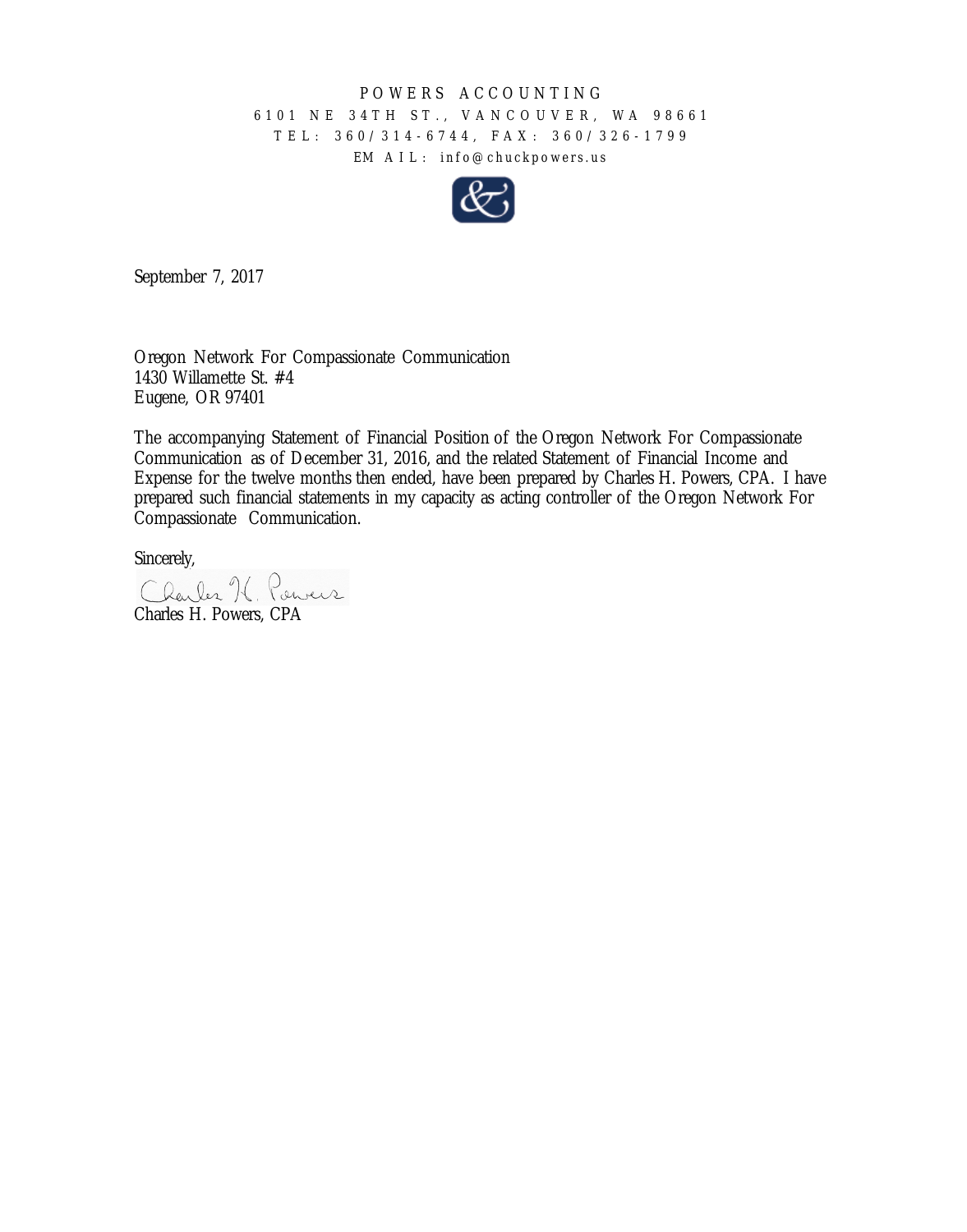POWERS ACCOUNTING

6101 NE 34TH ST., VANCOUVER, WA 98661

TEL: 360/314-6744, FAX: 360/326-1799

EMAIL: info@chuckpowers.us

September 7, 2017

Oregon Network For Compassionate Communication
1430 Willamette St. #4
Eugene, OR 97401

The accompanying Statement of Financial Position of the Oregon Network For Compassionate Communication as of December 31, 2016, and the related Statement of Financial Income and Expense for the twelve months then ended, have been prepared by Charles H. Powers, CPA. I have prepared such financial statements in my capacity as acting controller of the Oregon Network For Compassionate Communication.

Sincerely,

Charles H. Powers, CPA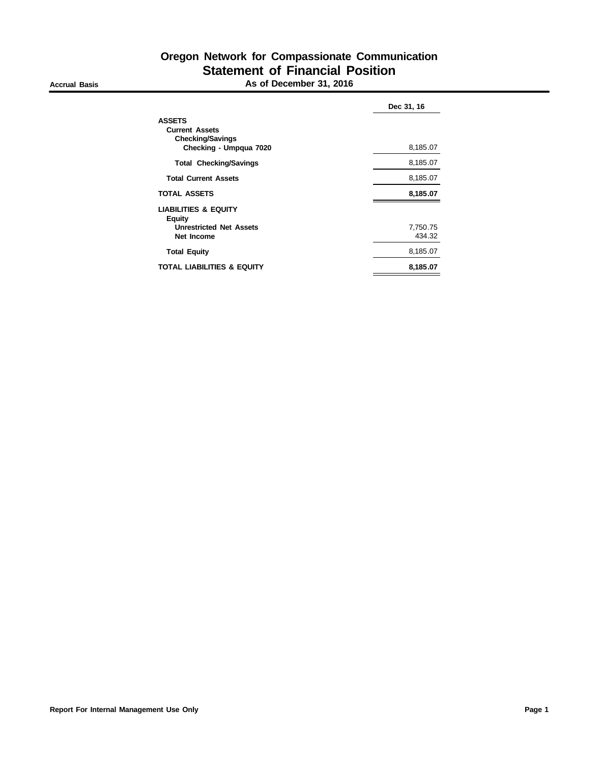# Oregon Network for Compassionate Communication

## Statement of Financial Position

**Accrual Basis** — **As of December 31, 2016**

| | Dec 31, 16 |
|---|---|
| **ASSETS** | |
| **Current Assets** | |
| **Checking/Savings** | |
| **Checking - Umpqua 7020** | 8,185.07 |
| **Total Checking/Savings** | 8,185.07 |
| **Total Current Assets** | 8,185.07 |
| **TOTAL ASSETS** | **8,185.07** |
| **LIABILITIES & EQUITY** | |
| **Equity** | |
| **Unrestricted Net Assets** | 7,750.75 |
| **Net Income** | 434.32 |
| **Total Equity** | 8,185.07 |
| **TOTAL LIABILITIES & EQUITY** | **8,185.07** |

**Report For Internal Management Use Only**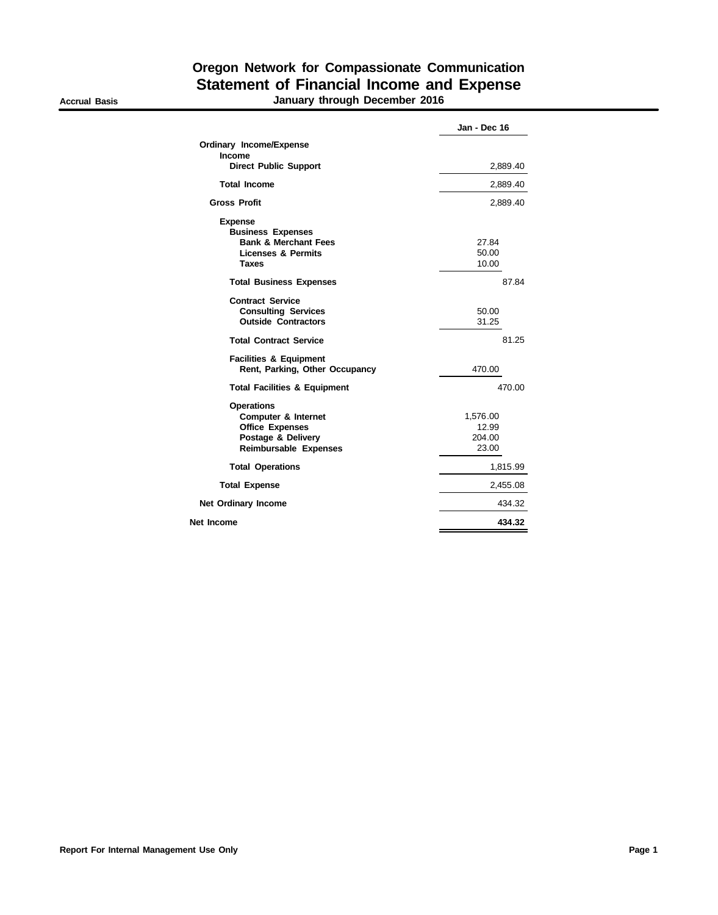# Oregon Network for Compassionate Communication

## Statement of Financial Income and Expense

**Accrual Basis** — **January through December 2016**

| | | Jan - Dec 16 |
|---|---|---|
| **Ordinary Income/Expense** | | |
| **Income** | | |
| **Direct Public Support** | | 2,889.40 |
| **Total Income** | | 2,889.40 |
| **Gross Profit** | | 2,889.40 |
| **Expense** | | |
| **Business Expenses** | | |
| **Bank & Merchant Fees** | 27.84 | |
| **Licenses & Permits** | 50.00 | |
| **Taxes** | 10.00 | |
| **Total Business Expenses** | | 87.84 |
| **Contract Service** | | |
| **Consulting Services** | 50.00 | |
| **Outside Contractors** | 31.25 | |
| **Total Contract Service** | | 81.25 |
| **Facilities & Equipment** | | |
| **Rent, Parking, Other Occupancy** | 470.00 | |
| **Total Facilities & Equipment** | | 470.00 |
| **Operations** | | |
| **Computer & Internet** | 1,576.00 | |
| **Office Expenses** | 12.99 | |
| **Postage & Delivery** | 204.00 | |
| **Reimbursable Expenses** | 23.00 | |
| **Total Operations** | | 1,815.99 |
| **Total Expense** | | 2,455.08 |
| **Net Ordinary Income** | | 434.32 |
| **Net Income** | | **434.32** |

**Report For Internal Management Use Only**